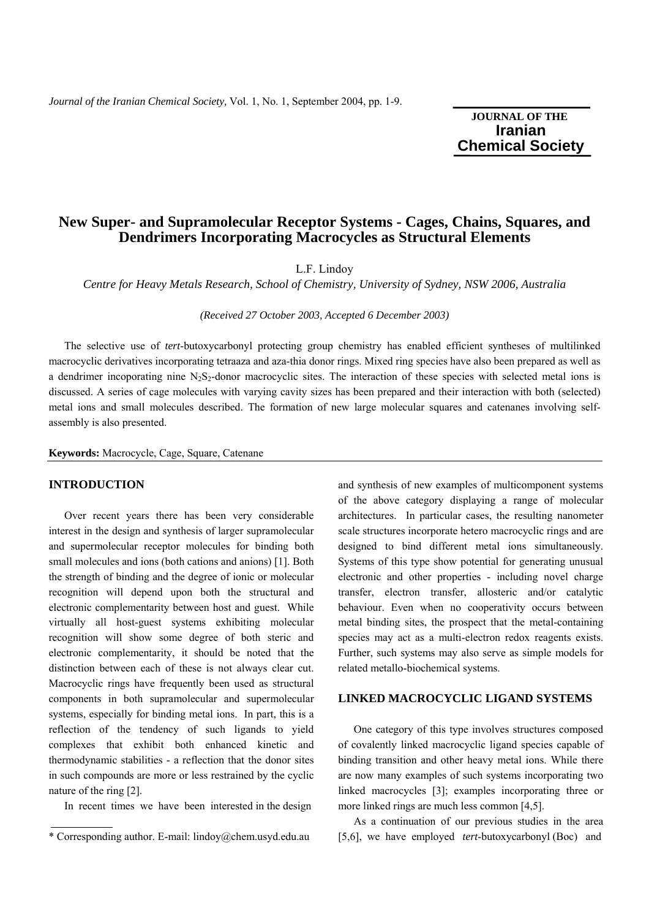# New Super- and Supramolecular Receptor Systems - Cages, Chains, Squares, and Dendrimers Incorporating Macrocycles as Structural Elements

L.F. Lindoy

*Centre for Heavy Metals Research, School of Chemistry, University of Sydney, NSW 2006, Australia*

*(Received 27 October 2003, Accepted 6 December 2003)*

The selective use of *tert*-butoxycarbonyl protecting group chemistry has enabled efficient syntheses of multilinked macrocyclic derivatives incorporating tetraaza and aza-thia donor rings. Mixed ring species have also been prepared as well as a dendrimer incoporating nine $N_2S_2$-donor macrocyclic sites. The interaction of these species with selected metal ions is discussed. A series of cage molecules with varying cavity sizes has been prepared and their interaction with both (selected) metal ions and small molecules described. The formation of new large molecular squares and catenanes involving self-assembly is also presented.

**Keywords:** Macrocycle, Cage, Square, Catenane

## INTRODUCTION

Over recent years there has been very considerable interest in the design and synthesis of larger supramolecular and supermolecular receptor molecules for binding both small molecules and ions (both cations and anions) [1]. Both the strength of binding and the degree of ionic or molecular recognition will depend upon both the structural and electronic complementarity between host and guest. While virtually all host-guest systems exhibiting molecular recognition will show some degree of both steric and electronic complementarity, it should be noted that the distinction between each of these is not always clear cut. Macrocyclic rings have frequently been used as structural components in both supramolecular and supermolecular systems, especially for binding metal ions. In part, this is a reflection of the tendency of such ligands to yield complexes that exhibit both enhanced kinetic and thermodynamic stabilities - a reflection that the donor sites in such compounds are more or less restrained by the cyclic nature of the ring [2].

In recent times we have been interested in the design and synthesis of new examples of multicomponent systems of the above category displaying a range of molecular architectures. In particular cases, the resulting nanometer scale structures incorporate hetero macrocyclic rings and are designed to bind different metal ions simultaneously. Systems of this type show potential for generating unusual electronic and other properties - including novel charge transfer, electron transfer, allosteric and/or catalytic behaviour. Even when no cooperativity occurs between metal binding sites, the prospect that the metal-containing species may act as a multi-electron redox reagents exists. Further, such systems may also serve as simple models for related metallo-biochemical systems.

## LINKED MACROCYCLIC LIGAND SYSTEMS

One category of this type involves structures composed of covalently linked macrocyclic ligand species capable of binding transition and other heavy metal ions. While there are now many examples of such systems incorporating two linked macrocycles [3]; examples incorporating three or more linked rings are much less common [4,5].

As a continuation of our previous studies in the area [5,6], we have employed *tert*-butoxycarbonyl (Boc) and

\* Corresponding author. E-mail: lindoy@chem.usyd.edu.au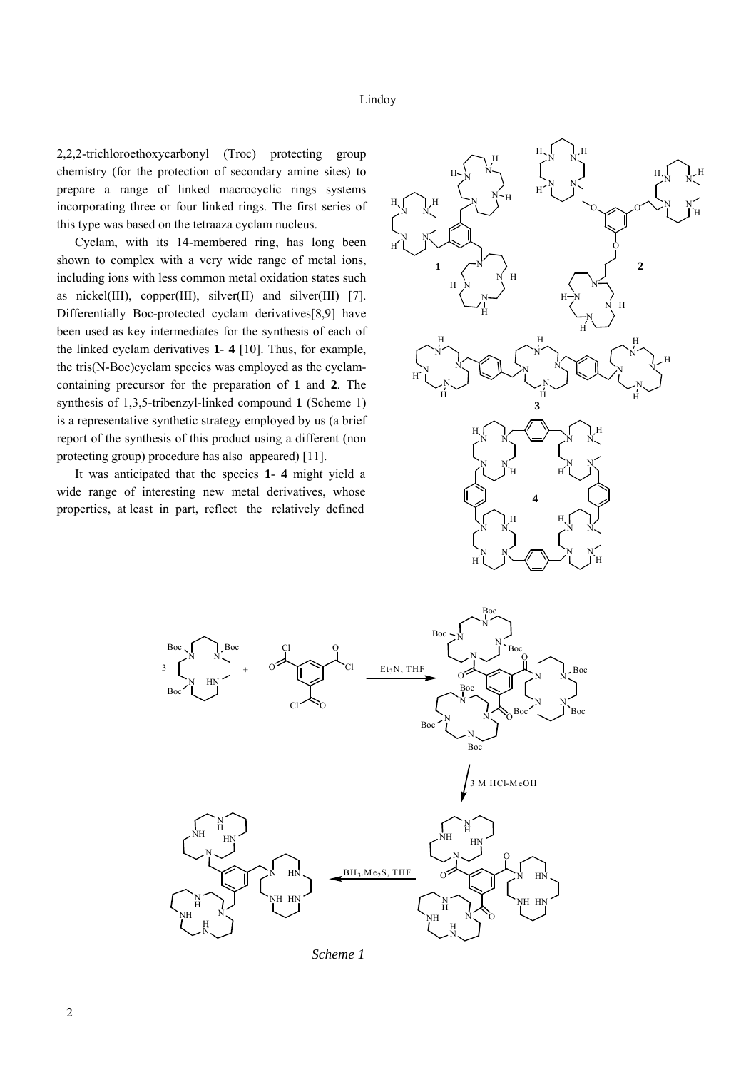2,2,2-trichloroethoxycarbonyl (Troc) protecting group chemistry (for the protection of secondary amine sites) to prepare a range of linked macrocyclic rings systems incorporating three or four linked rings. The first series of this type was based on the tetraaza cyclam nucleus.

Cyclam, with its 14-membered ring, has long been shown to complex with a very wide range of metal ions, including ions with less common metal oxidation states such as nickel(III), copper(III), silver(II) and silver(III) [7]. Differentially Boc-protected cyclam derivatives[8,9] have been used as key intermediates for the synthesis of each of the linked cyclam derivatives **1**- **4** [10]. Thus, for example, the tris(N-Boc)cyclam species was employed as the cyclam-containing precursor for the preparation of **1** and **2**. The synthesis of 1,3,5-tribenzyl-linked compound **1** (Scheme 1) is a representative synthetic strategy employed by us (a brief report of the synthesis of this product using a different (non protecting group) procedure has also appeared) [11].

It was anticipated that the species **1**- **4** might yield a wide range of interesting new metal derivatives, whose properties, at least in part, reflect the relatively defined

*Scheme 1*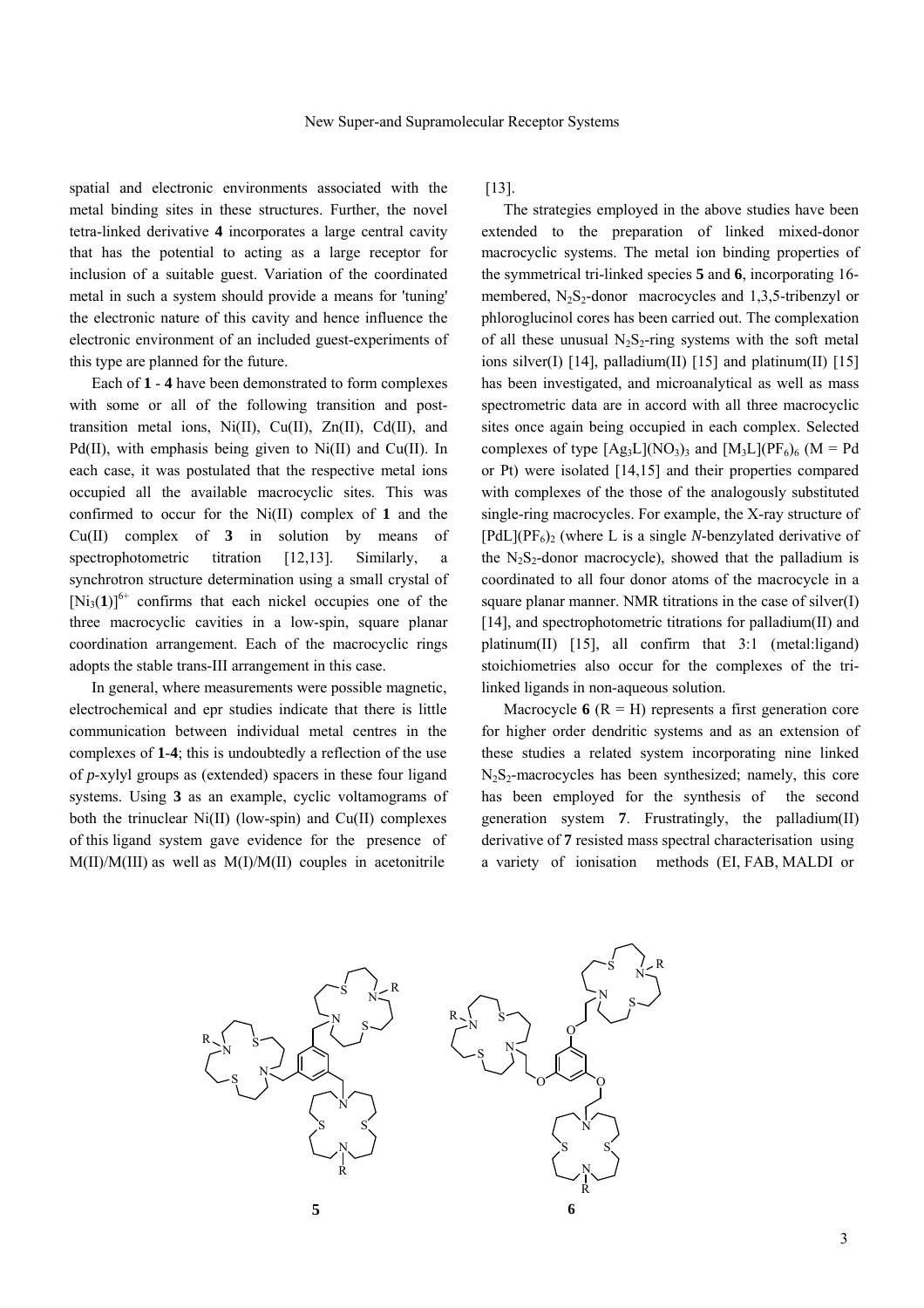spatial and electronic environments associated with the metal binding sites in these structures. Further, the novel tetra-linked derivative **4** incorporates a large central cavity that has the potential to acting as a large receptor for inclusion of a suitable guest. Variation of the coordinated metal in such a system should provide a means for 'tuning' the electronic nature of this cavity and hence influence the electronic environment of an included guest-experiments of this type are planned for the future.

Each of **1** - **4** have been demonstrated to form complexes with some or all of the following transition and post-transition metal ions, Ni(II), Cu(II), Zn(II), Cd(II), and Pd(II), with emphasis being given to Ni(II) and Cu(II). In each case, it was postulated that the respective metal ions occupied all the available macrocyclic sites. This was confirmed to occur for the Ni(II) complex of **1** and the Cu(II) complex of **3** in solution by means of spectrophotometric titration [12,13]. Similarly, a synchrotron structure determination using a small crystal of $[Ni_3(\mathbf{1})]^{6+}$ confirms that each nickel occupies one of the three macrocyclic cavities in a low-spin, square planar coordination arrangement. Each of the macrocyclic rings adopts the stable trans-III arrangement in this case.

In general, where measurements were possible magnetic, electrochemical and epr studies indicate that there is little communication between individual metal centres in the complexes of **1**-**4**; this is undoubtedly a reflection of the use of *p*-xylyl groups as (extended) spacers in these four ligand systems. Using **3** as an example, cyclic voltamograms of both the trinuclear Ni(II) (low-spin) and Cu(II) complexes of this ligand system gave evidence for the presence of M(II)/M(III) as well as M(I)/M(II) couples in acetonitrile [13].

The strategies employed in the above studies have been extended to the preparation of linked mixed-donor macrocyclic systems. The metal ion binding properties of the symmetrical tri-linked species **5** and **6**, incorporating 16-membered, $N_2S_2$-donor macrocycles and 1,3,5-tribenzyl or phloroglucinol cores has been carried out. The complexation of all these unusual $N_2S_2$-ring systems with the soft metal ions silver(I) [14], palladium(II) [15] and platinum(II) [15] has been investigated, and microanalytical as well as mass spectrometric data are in accord with all three macrocyclic sites once again being occupied in each complex. Selected complexes of type $[Ag_3L](NO_3)_3$ and $[M_3L](PF_6)_6$ (M = Pd or Pt) were isolated [14,15] and their properties compared with complexes of the those of the analogously substituted single-ring macrocycles. For example, the X-ray structure of $[PdL](PF_6)_2$ (where L is a single *N*-benzylated derivative of the $N_2S_2$-donor macrocycle), showed that the palladium is coordinated to all four donor atoms of the macrocycle in a square planar manner. NMR titrations in the case of silver(I) [14], and spectrophotometric titrations for palladium(II) and platinum(II) [15], all confirm that 3:1 (metal:ligand) stoichiometries also occur for the complexes of the tri-linked ligands in non-aqueous solution.

Macrocycle **6** (R = H) represents a first generation core for higher order dendritic systems and as an extension of these studies a related system incorporating nine linked $N_2S_2$-macrocycles has been synthesized; namely, this core has been employed for the synthesis of the second generation system **7**. Frustratingly, the palladium(II) derivative of **7** resisted mass spectral characterisation using a variety of ionisation methods (EI, FAB, MALDI or

**5** **6**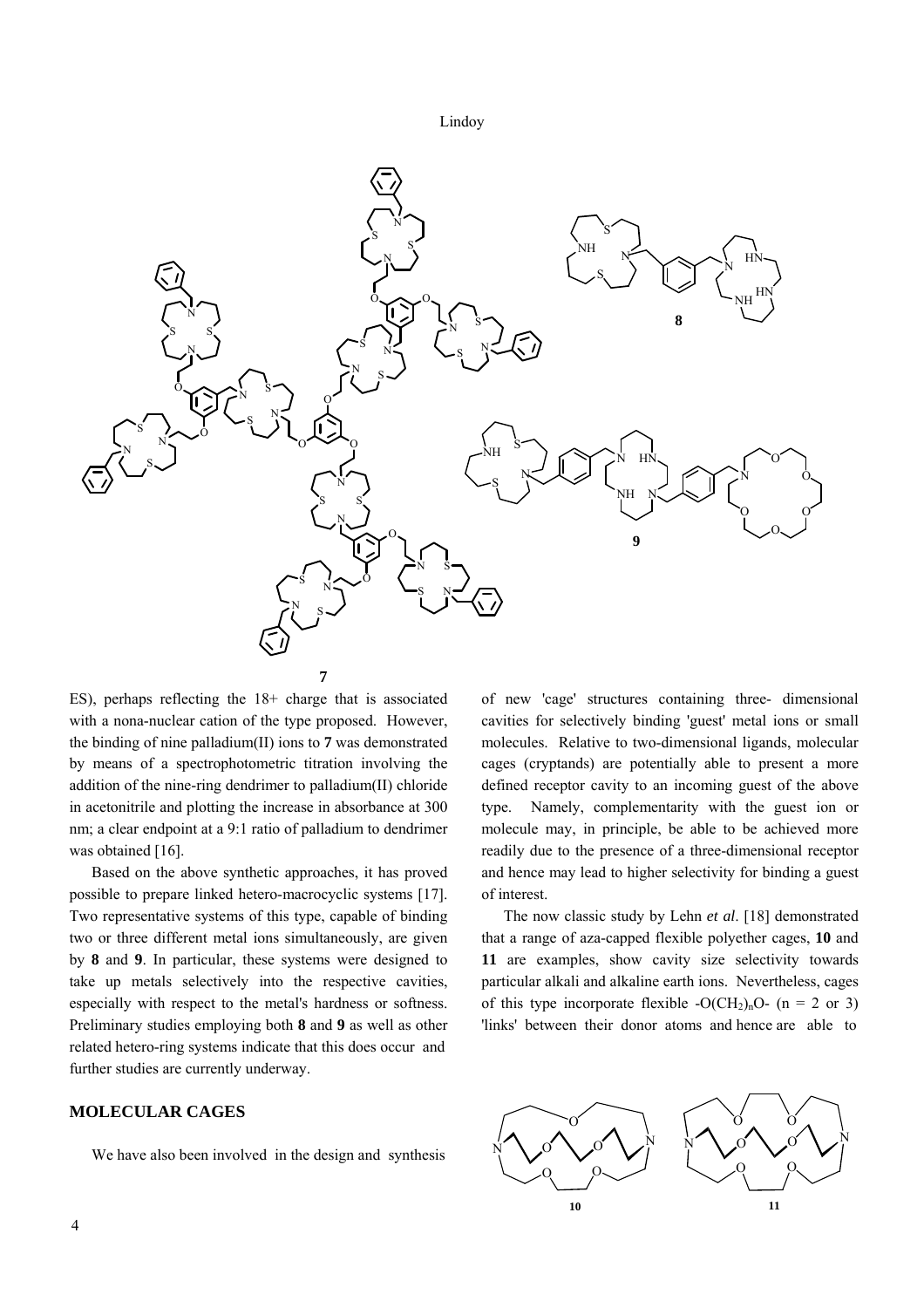ES), perhaps reflecting the 18+ charge that is associated with a nona-nuclear cation of the type proposed. However, the binding of nine palladium(II) ions to **7** was demonstrated by means of a spectrophotometric titration involving the addition of the nine-ring dendrimer to palladium(II) chloride in acetonitrile and plotting the increase in absorbance at 300 nm; a clear endpoint at a 9:1 ratio of palladium to dendrimer was obtained [16].

Based on the above synthetic approaches, it has proved possible to prepare linked hetero-macrocyclic systems [17]. Two representative systems of this type, capable of binding two or three different metal ions simultaneously, are given by **8** and **9**. In particular, these systems were designed to take up metals selectively into the respective cavities, especially with respect to the metal's hardness or softness. Preliminary studies employing both **8** and **9** as well as other related hetero-ring systems indicate that this does occur and further studies are currently underway.

## MOLECULAR CAGES

We have also been involved in the design and synthesis of new 'cage' structures containing three- dimensional cavities for selectively binding 'guest' metal ions or small molecules. Relative to two-dimensional ligands, molecular cages (cryptands) are potentially able to present a more defined receptor cavity to an incoming guest of the above type. Namely, complementarity with the guest ion or molecule may, in principle, be able to be achieved more readily due to the presence of a three-dimensional receptor and hence may lead to higher selectivity for binding a guest of interest.

The now classic study by Lehn *et al*. [18] demonstrated that a range of aza-capped flexible polyether cages, **10** and **11** are examples, show cavity size selectivity towards particular alkali and alkaline earth ions. Nevertheless, cages of this type incorporate flexible -$O(CH_2)_nO$- ($n = 2$ or 3) 'links' between their donor atoms and hence are able to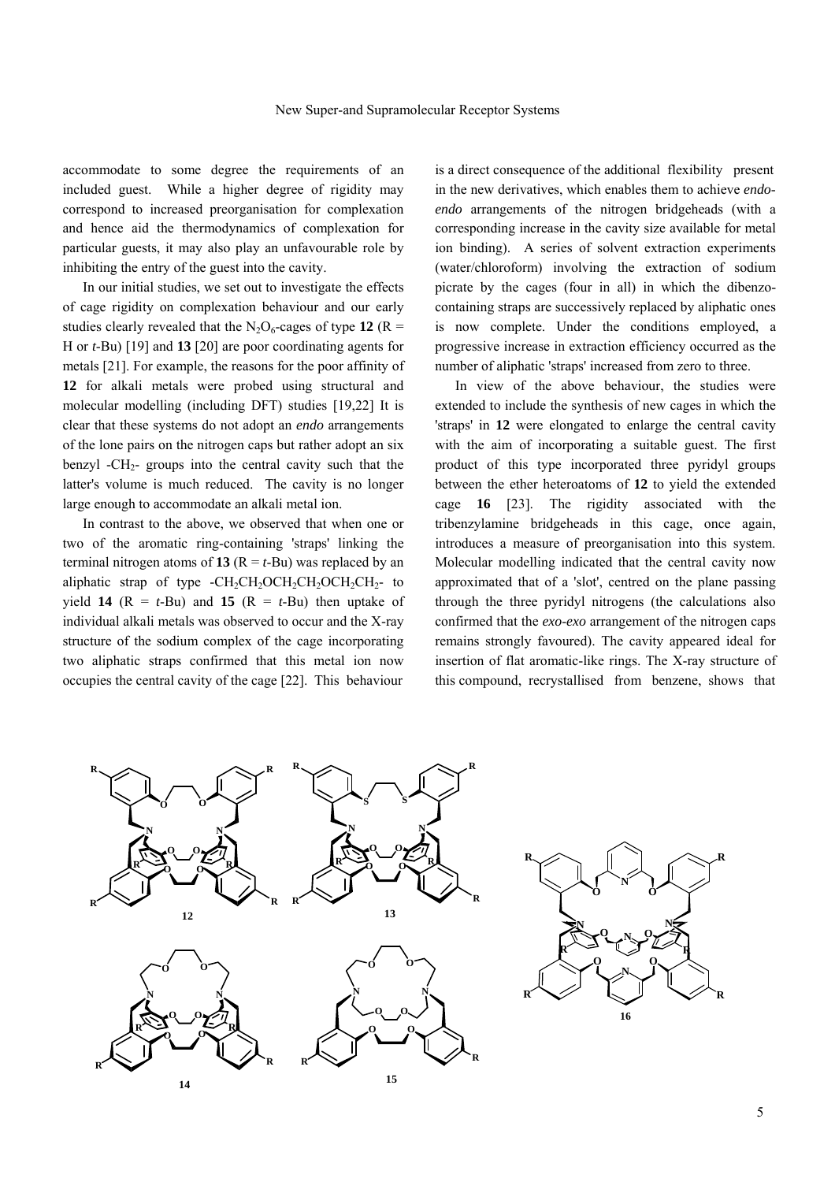accommodate to some degree the requirements of an included guest. While a higher degree of rigidity may correspond to increased preorganisation for complexation and hence aid the thermodynamics of complexation for particular guests, it may also play an unfavourable role by inhibiting the entry of the guest into the cavity.

In our initial studies, we set out to investigate the effects of cage rigidity on complexation behaviour and our early studies clearly revealed that the $N_2O_6$-cages of type **12** (R = H or *t*-Bu) [19] and **13** [20] are poor coordinating agents for metals [21]. For example, the reasons for the poor affinity of **12** for alkali metals were probed using structural and molecular modelling (including DFT) studies [19,22] It is clear that these systems do not adopt an *endo* arrangements of the lone pairs on the nitrogen caps but rather adopt an six benzyl -$CH_2$- groups into the central cavity such that the latter's volume is much reduced. The cavity is no longer large enough to accommodate an alkali metal ion.

In contrast to the above, we observed that when one or two of the aromatic ring-containing 'straps' linking the terminal nitrogen atoms of **13** (R = *t*-Bu) was replaced by an aliphatic strap of type -$CH_2CH_2OCH_2CH_2OCH_2CH_2$- to yield **14** (R = *t*-Bu) and **15** (R = *t*-Bu) then uptake of individual alkali metals was observed to occur and the X-ray structure of the sodium complex of the cage incorporating two aliphatic straps confirmed that this metal ion now occupies the central cavity of the cage [22]. This behaviour is a direct consequence of the additional flexibility present in the new derivatives, which enables them to achieve *endo-endo* arrangements of the nitrogen bridgeheads (with a corresponding increase in the cavity size available for metal ion binding). A series of solvent extraction experiments (water/chloroform) involving the extraction of sodium picrate by the cages (four in all) in which the dibenzo-containing straps are successively replaced by aliphatic ones is now complete. Under the conditions employed, a progressive increase in extraction efficiency occurred as the number of aliphatic 'straps' increased from zero to three.

In view of the above behaviour, the studies were extended to include the synthesis of new cages in which the 'straps' in **12** were elongated to enlarge the central cavity with the aim of incorporating a suitable guest. The first product of this type incorporated three pyridyl groups between the ether heteroatoms of **12** to yield the extended cage **16** [23]. The rigidity associated with the tribenzylamine bridgeheads in this cage, once again, introduces a measure of preorganisation into this system. Molecular modelling indicated that the central cavity now approximated that of a 'slot', centred on the plane passing through the three pyridyl nitrogens (the calculations also confirmed that the *exo-exo* arrangement of the nitrogen caps remains strongly favoured). The cavity appeared ideal for insertion of flat aromatic-like rings. The X-ray structure of this compound, recrystallised from benzene, shows that

**12** **13** **16** **14** **15**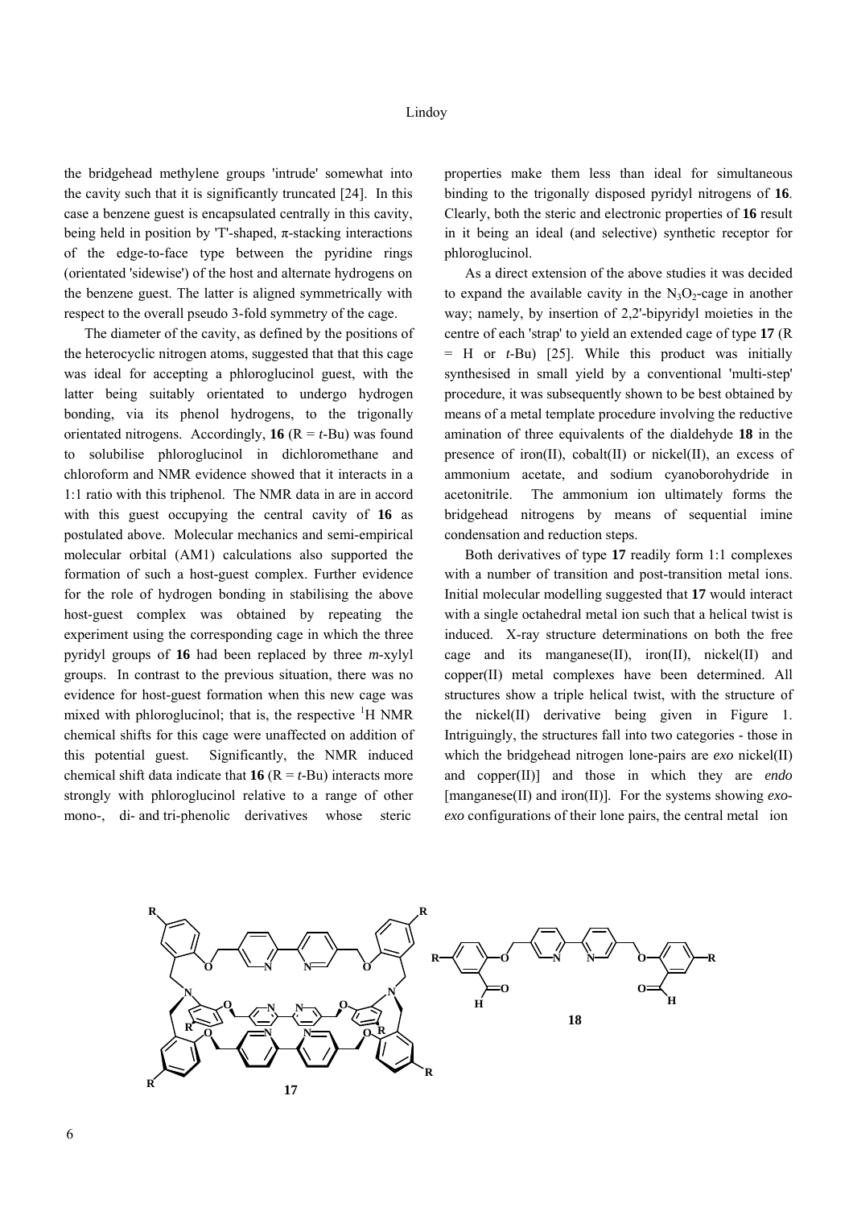the bridgehead methylene groups 'intrude' somewhat into the cavity such that it is significantly truncated [24]. In this case a benzene guest is encapsulated centrally in this cavity, being held in position by 'T'-shaped, π-stacking interactions of the edge-to-face type between the pyridine rings (orientated 'sidewise') of the host and alternate hydrogens on the benzene guest. The latter is aligned symmetrically with respect to the overall pseudo 3-fold symmetry of the cage.

The diameter of the cavity, as defined by the positions of the heterocyclic nitrogen atoms, suggested that that this cage was ideal for accepting a phloroglucinol guest, with the latter being suitably orientated to undergo hydrogen bonding, via its phenol hydrogens, to the trigonally orientated nitrogens. Accordingly, **16** (R = *t*-Bu) was found to solubilise phloroglucinol in dichloromethane and chloroform and NMR evidence showed that it interacts in a 1:1 ratio with this triphenol. The NMR data in are in accord with this guest occupying the central cavity of **16** as postulated above. Molecular mechanics and semi-empirical molecular orbital (AM1) calculations also supported the formation of such a host-guest complex. Further evidence for the role of hydrogen bonding in stabilising the above host-guest complex was obtained by repeating the experiment using the corresponding cage in which the three pyridyl groups of **16** had been replaced by three *m*-xylyl groups. In contrast to the previous situation, there was no evidence for host-guest formation when this new cage was mixed with phloroglucinol; that is, the respective $^1$H NMR chemical shifts for this cage were unaffected on addition of this potential guest. Significantly, the NMR induced chemical shift data indicate that **16** (R = *t*-Bu) interacts more strongly with phloroglucinol relative to a range of other mono-, di- and tri-phenolic derivatives whose steric properties make them less than ideal for simultaneous binding to the trigonally disposed pyridyl nitrogens of **16**. Clearly, both the steric and electronic properties of **16** result in it being an ideal (and selective) synthetic receptor for phloroglucinol.

As a direct extension of the above studies it was decided to expand the available cavity in the $N_3O_2$-cage in another way; namely, by insertion of 2,2'-bipyridyl moieties in the centre of each 'strap' to yield an extended cage of type **17** (R = H or *t*-Bu) [25]. While this product was initially synthesised in small yield by a conventional 'multi-step' procedure, it was subsequently shown to be best obtained by means of a metal template procedure involving the reductive amination of three equivalents of the dialdehyde **18** in the presence of iron(II), cobalt(II) or nickel(II), an excess of ammonium acetate, and sodium cyanoborohydride in acetonitrile. The ammonium ion ultimately forms the bridgehead nitrogens by means of sequential imine condensation and reduction steps.

Both derivatives of type **17** readily form 1:1 complexes with a number of transition and post-transition metal ions. Initial molecular modelling suggested that **17** would interact with a single octahedral metal ion such that a helical twist is induced. X-ray structure determinations on both the free cage and its manganese(II), iron(II), nickel(II) and copper(II) metal complexes have been determined. All structures show a triple helical twist, with the structure of the nickel(II) derivative being given in Figure 1. Intriguingly, the structures fall into two categories - those in which the bridgehead nitrogen lone-pairs are *exo* nickel(II) and copper(II)] and those in which they are *endo* [manganese(II) and iron(II)]. For the systems showing *exo*-*exo* configurations of their lone pairs, the central metal ion

**17**

**18**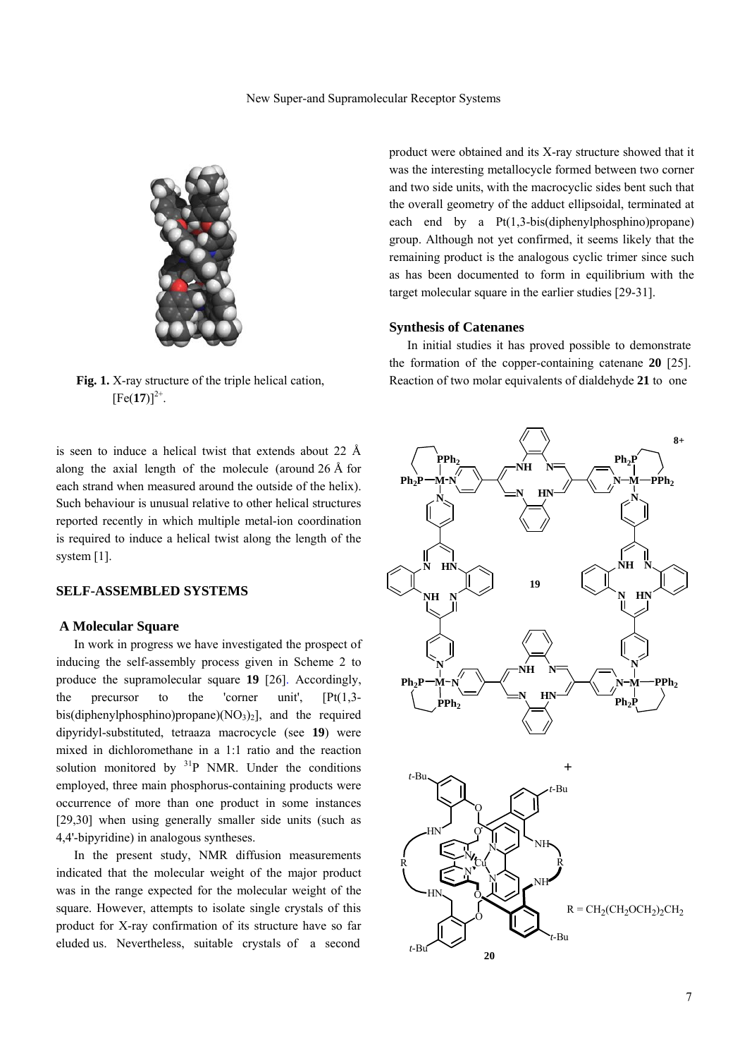Fig. 1. X-ray structure of the triple helical cation, $[Fe(\mathbf{17})]^{2+}$.

is seen to induce a helical twist that extends about 22 Å along the axial length of the molecule (around 26 Å for each strand when measured around the outside of the helix). Such behaviour is unusual relative to other helical structures reported recently in which multiple metal-ion coordination is required to induce a helical twist along the length of the system [1].

## SELF-ASSEMBLED SYSTEMS

### A Molecular Square

In work in progress we have investigated the prospect of inducing the self-assembly process given in Scheme 2 to produce the supramolecular square **19** [26]. Accordingly, the precursor to the 'corner unit', $[Pt(1,3\text{-bis(diphenylphosphino)propane})(NO_3)_2]$, and the required dipyridyl-substituted, tetraaza macrocycle (see **19**) were mixed in dichloromethane in a 1:1 ratio and the reaction solution monitored by $^{31}P$ NMR. Under the conditions employed, three main phosphorus-containing products were occurrence of more than one product in some instances [29,30] when using generally smaller side units (such as 4,4'-bipyridine) in analogous syntheses.

In the present study, NMR diffusion measurements indicated that the molecular weight of the major product was in the range expected for the molecular weight of the square. However, attempts to isolate single crystals of this product for X-ray confirmation of its structure have so far eluded us. Nevertheless, suitable crystals of a second product were obtained and its X-ray structure showed that it was the interesting metallocycle formed between two corner and two side units, with the macrocyclic sides bent such that the overall geometry of the adduct ellipsoidal, terminated at each end by a Pt(1,3-bis(diphenylphosphino)propane) group. Although not yet confirmed, it seems likely that the remaining product is the analogous cyclic trimer since such as has been documented to form in equilibrium with the target molecular square in the earlier studies [29-31].

### Synthesis of Catenanes

In initial studies it has proved possible to demonstrate the formation of the copper-containing catenane **20** [25]. Reaction of two molar equivalents of dialdehyde **21** to one

**19**

**20**

$R = CH_2(CH_2OCH_2)_2CH_2$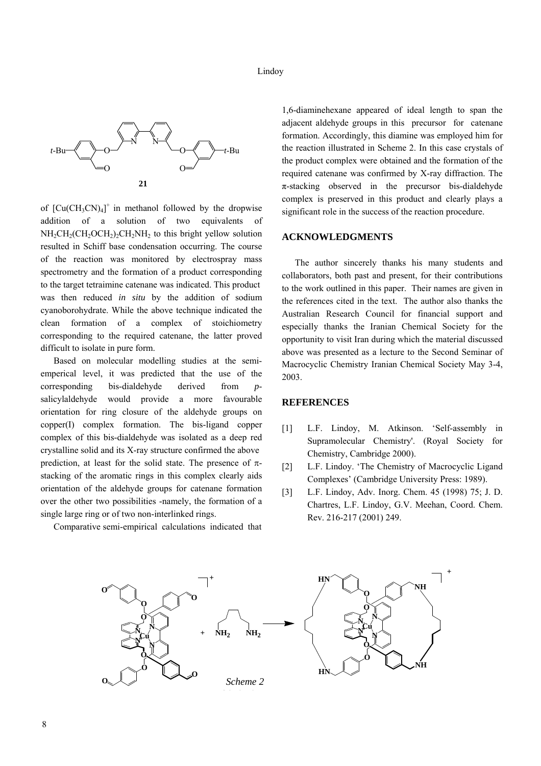**21**

of $[Cu(CH_3CN)_4]^+$ in methanol followed by the dropwise addition of a solution of two equivalents of $NH_2CH_2(CH_2OCH_2)_2CH_2NH_2$ to this bright yellow solution resulted in Schiff base condensation occurring. The course of the reaction was monitored by electrospray mass spectrometry and the formation of a product corresponding to the target tetraimine catenane was indicated. This product was then reduced *in situ* by the addition of sodium cyanoborohydrate. While the above technique indicated the clean formation of a complex of stoichiometry corresponding to the required catenane, the latter proved difficult to isolate in pure form.

Based on molecular modelling studies at the semi-emperical level, it was predicted that the use of the corresponding bis-dialdehyde derived from *p*-salicylaldehyde would provide a more favourable orientation for ring closure of the aldehyde groups on copper(I) complex formation. The bis-ligand copper complex of this bis-dialdehyde was isolated as a deep red crystalline solid and its X-ray structure confirmed the above prediction, at least for the solid state. The presence of π-stacking of the aromatic rings in this complex clearly aids orientation of the aldehyde groups for catenane formation over the other two possibilities -namely, the formation of a single large ring or of two non-interlinked rings.

Comparative semi-empirical calculations indicated that 1,6-diaminehexane appeared of ideal length to span the adjacent aldehyde groups in this precursor for catenane formation. Accordingly, this diamine was employed him for the reaction illustrated in Scheme 2. In this case crystals of the product complex were obtained and the formation of the required catenane was confirmed by X-ray diffraction. The π-stacking observed in the precursor bis-dialdehyde complex is preserved in this product and clearly plays a significant role in the success of the reaction procedure.

## ACKNOWLEDGMENTS

The author sincerely thanks his many students and collaborators, both past and present, for their contributions to the work outlined in this paper. Their names are given in the references cited in the text. The author also thanks the Australian Research Council for financial support and especially thanks the Iranian Chemical Society for the opportunity to visit Iran during which the material discussed above was presented as a lecture to the Second Seminar of Macrocyclic Chemistry Iranian Chemical Society May 3-4, 2003.

## REFERENCES

[1] L.F. Lindoy, M. Atkinson. 'Self-assembly in Supramolecular Chemistry'. (Royal Society for Chemistry, Cambridge 2000).

[2] L.F. Lindoy. 'The Chemistry of Macrocyclic Ligand Complexes' (Cambridge University Press: 1989).

[3] L.F. Lindoy, Adv. Inorg. Chem. 45 (1998) 75; J. D. Chartres, L.F. Lindoy, G.V. Meehan, Coord. Chem. Rev. 216-217 (2001) 249.

*Scheme 2*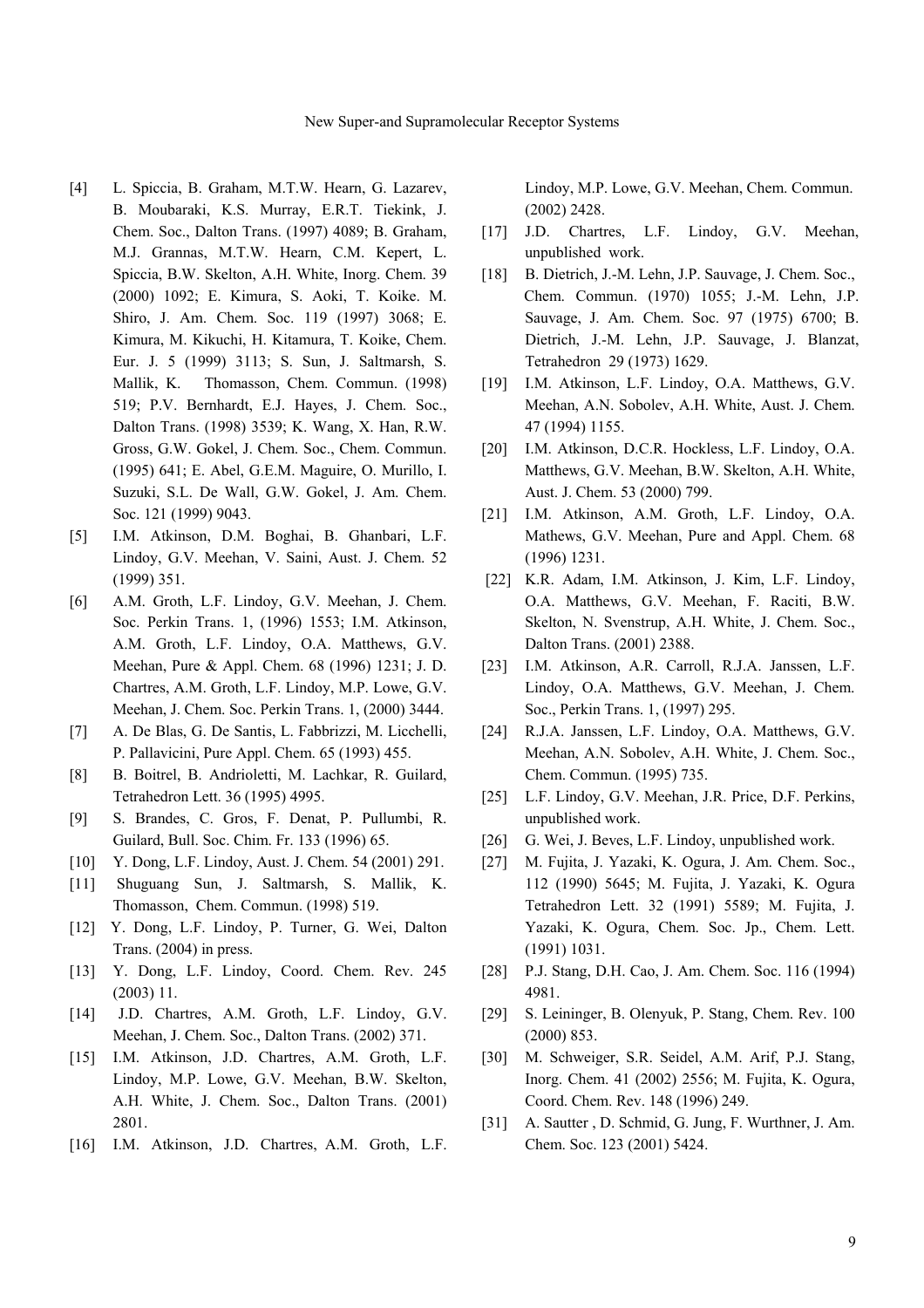[4] L. Spiccia, B. Graham, M.T.W. Hearn, G. Lazarev, B. Moubaraki, K.S. Murray, E.R.T. Tiekink, J. Chem. Soc., Dalton Trans. (1997) 4089; B. Graham, M.J. Grannas, M.T.W. Hearn, C.M. Kepert, L. Spiccia, B.W. Skelton, A.H. White, Inorg. Chem. 39 (2000) 1092; E. Kimura, S. Aoki, T. Koike. M. Shiro, J. Am. Chem. Soc. 119 (1997) 3068; E. Kimura, M. Kikuchi, H. Kitamura, T. Koike, Chem. Eur. J. 5 (1999) 3113; S. Sun, J. Saltmarsh, S. Mallik, K. Thomasson, Chem. Commun. (1998) 519; P.V. Bernhardt, E.J. Hayes, J. Chem. Soc., Dalton Trans. (1998) 3539; K. Wang, X. Han, R.W. Gross, G.W. Gokel, J. Chem. Soc., Chem. Commun. (1995) 641; E. Abel, G.E.M. Maguire, O. Murillo, I. Suzuki, S.L. De Wall, G.W. Gokel, J. Am. Chem. Soc. 121 (1999) 9043.

[5] I.M. Atkinson, D.M. Boghai, B. Ghanbari, L.F. Lindoy, G.V. Meehan, V. Saini, Aust. J. Chem. 52 (1999) 351.

[6] A.M. Groth, L.F. Lindoy, G.V. Meehan, J. Chem. Soc. Perkin Trans. 1, (1996) 1553; I.M. Atkinson, A.M. Groth, L.F. Lindoy, O.A. Matthews, G.V. Meehan, Pure & Appl. Chem. 68 (1996) 1231; J. D. Chartres, A.M. Groth, L.F. Lindoy, M.P. Lowe, G.V. Meehan, J. Chem. Soc. Perkin Trans. 1, (2000) 3444.

[7] A. De Blas, G. De Santis, L. Fabbrizzi, M. Licchelli, P. Pallavicini, Pure Appl. Chem. 65 (1993) 455.

[8] B. Boitrel, B. Andrioletti, M. Lachkar, R. Guilard, Tetrahedron Lett. 36 (1995) 4995.

[9] S. Brandes, C. Gros, F. Denat, P. Pullumbi, R. Guilard, Bull. Soc. Chim. Fr. 133 (1996) 65.

[10] Y. Dong, L.F. Lindoy, Aust. J. Chem. 54 (2001) 291.

[11] Shuguang Sun, J. Saltmarsh, S. Mallik, K. Thomasson, Chem. Commun. (1998) 519.

[12] Y. Dong, L.F. Lindoy, P. Turner, G. Wei, Dalton Trans. (2004) in press.

[13] Y. Dong, L.F. Lindoy, Coord. Chem. Rev. 245 (2003) 11.

[14] J.D. Chartres, A.M. Groth, L.F. Lindoy, G.V. Meehan, J. Chem. Soc., Dalton Trans. (2002) 371.

[15] I.M. Atkinson, J.D. Chartres, A.M. Groth, L.F. Lindoy, M.P. Lowe, G.V. Meehan, B.W. Skelton, A.H. White, J. Chem. Soc., Dalton Trans. (2001) 2801.

[16] I.M. Atkinson, J.D. Chartres, A.M. Groth, L.F. Lindoy, M.P. Lowe, G.V. Meehan, Chem. Commun. (2002) 2428.

[17] J.D. Chartres, L.F. Lindoy, G.V. Meehan, unpublished work.

[18] B. Dietrich, J.-M. Lehn, J.P. Sauvage, J. Chem. Soc., Chem. Commun. (1970) 1055; J.-M. Lehn, J.P. Sauvage, J. Am. Chem. Soc. 97 (1975) 6700; B. Dietrich, J.-M. Lehn, J.P. Sauvage, J. Blanzat, Tetrahedron 29 (1973) 1629.

[19] I.M. Atkinson, L.F. Lindoy, O.A. Matthews, G.V. Meehan, A.N. Sobolev, A.H. White, Aust. J. Chem. 47 (1994) 1155.

[20] I.M. Atkinson, D.C.R. Hockless, L.F. Lindoy, O.A. Matthews, G.V. Meehan, B.W. Skelton, A.H. White, Aust. J. Chem. 53 (2000) 799.

[21] I.M. Atkinson, A.M. Groth, L.F. Lindoy, O.A. Mathews, G.V. Meehan, Pure and Appl. Chem. 68 (1996) 1231.

[22] K.R. Adam, I.M. Atkinson, J. Kim, L.F. Lindoy, O.A. Matthews, G.V. Meehan, F. Raciti, B.W. Skelton, N. Svenstrup, A.H. White, J. Chem. Soc., Dalton Trans. (2001) 2388.

[23] I.M. Atkinson, A.R. Carroll, R.J.A. Janssen, L.F. Lindoy, O.A. Matthews, G.V. Meehan, J. Chem. Soc., Perkin Trans. 1, (1997) 295.

[24] R.J.A. Janssen, L.F. Lindoy, O.A. Matthews, G.V. Meehan, A.N. Sobolev, A.H. White, J. Chem. Soc., Chem. Commun. (1995) 735.

[25] L.F. Lindoy, G.V. Meehan, J.R. Price, D.F. Perkins, unpublished work.

[26] G. Wei, J. Beves, L.F. Lindoy, unpublished work.

[27] M. Fujita, J. Yazaki, K. Ogura, J. Am. Chem. Soc., 112 (1990) 5645; M. Fujita, J. Yazaki, K. Ogura Tetrahedron Lett. 32 (1991) 5589; M. Fujita, J. Yazaki, K. Ogura, Chem. Soc. Jp., Chem. Lett. (1991) 1031.

[28] P.J. Stang, D.H. Cao, J. Am. Chem. Soc. 116 (1994) 4981.

[29] S. Leininger, B. Olenyuk, P. Stang, Chem. Rev. 100 (2000) 853.

[30] M. Schweiger, S.R. Seidel, A.M. Arif, P.J. Stang, Inorg. Chem. 41 (2002) 2556; M. Fujita, K. Ogura, Coord. Chem. Rev. 148 (1996) 249.

[31] A. Sautter , D. Schmid, G. Jung, F. Wurthner, J. Am. Chem. Soc. 123 (2001) 5424.